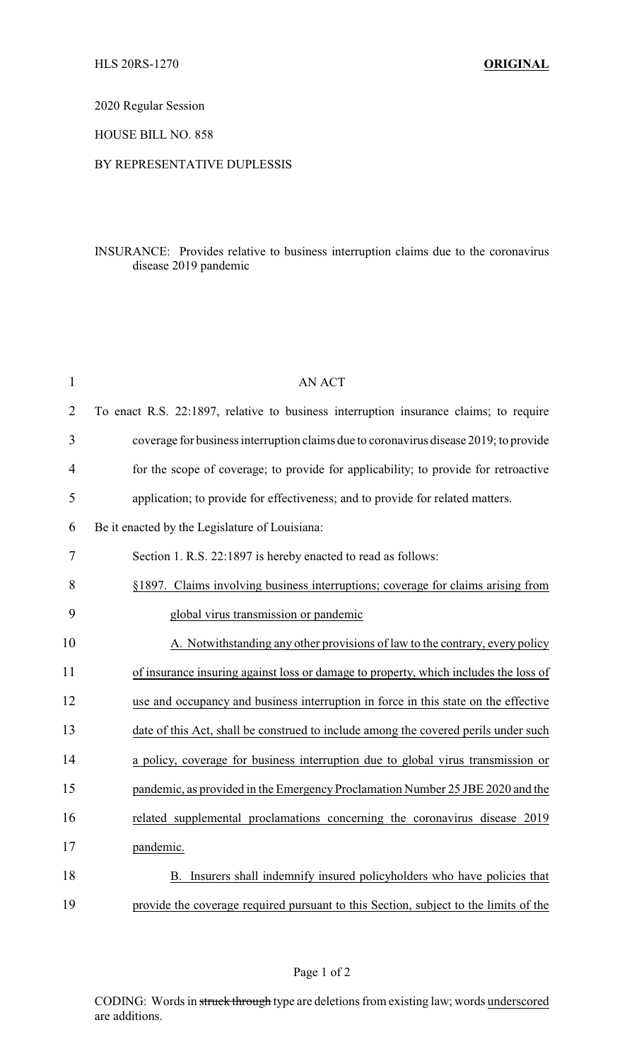HLS 20RS-1270 **ORIGINAL**

2020 Regular Session

HOUSE BILL NO. 858

BY REPRESENTATIVE DUPLESSIS

INSURANCE: Provides relative to business interruption claims due to the coronavirus disease 2019 pandemic

AN ACT

To enact R.S. 22:1897, relative to business interruption insurance claims; to require coverage for business interruption claims due to coronavirus disease 2019; to provide for the scope of coverage; to provide for applicability; to provide for retroactive application; to provide for effectiveness; and to provide for related matters.

Be it enacted by the Legislature of Louisiana:

Section 1. R.S. 22:1897 is hereby enacted to read as follows:

§1897. Claims involving business interruptions; coverage for claims arising from global virus transmission or pandemic

A. Notwithstanding any other provisions of law to the contrary, every policy of insurance insuring against loss or damage to property, which includes the loss of use and occupancy and business interruption in force in this state on the effective date of this Act, shall be construed to include among the covered perils under such a policy, coverage for business interruption due to global virus transmission or pandemic, as provided in the Emergency Proclamation Number 25 JBE 2020 and the related supplemental proclamations concerning the coronavirus disease 2019 pandemic.

B. Insurers shall indemnify insured policyholders who have policies that provide the coverage required pursuant to this Section, subject to the limits of the

CODING: Words in ~~struck through~~ type are deletions from existing law; words underscored are additions.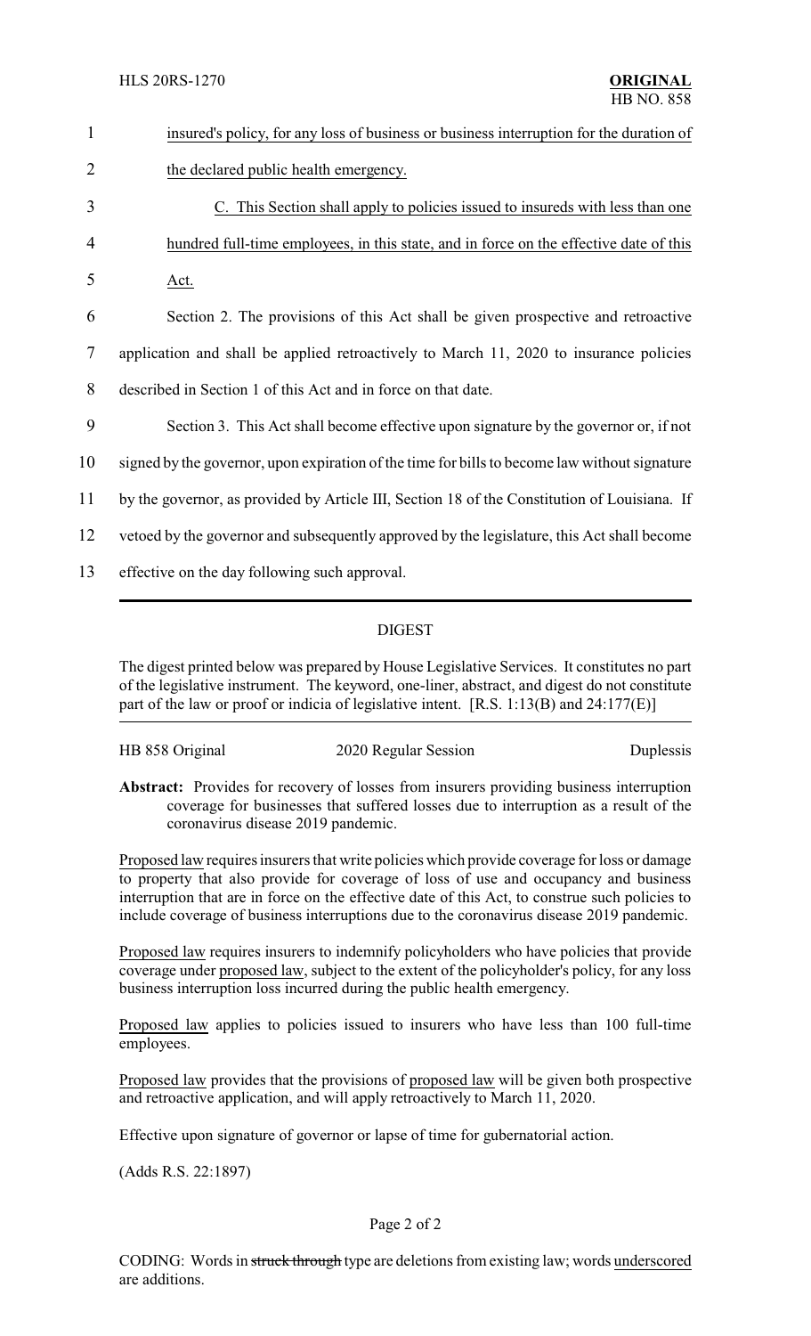1 insured's policy, for any loss of business or business interruption for the duration of

2 the declared public health emergency.

3 C. This Section shall apply to policies issued to insureds with less than one

4 hundred full-time employees, in this state, and in force on the effective date of this

5 Act.

6 Section 2. The provisions of this Act shall be given prospective and retroactive

7 application and shall be applied retroactively to March 11, 2020 to insurance policies

8 described in Section 1 of this Act and in force on that date.

9 Section 3. This Act shall become effective upon signature by the governor or, if not

10 signed by the governor, upon expiration of the time for bills to become law without signature

11 by the governor, as provided by Article III, Section 18 of the Constitution of Louisiana. If

12 vetoed by the governor and subsequently approved by the legislature, this Act shall become

13 effective on the day following such approval.

## DIGEST

The digest printed below was prepared by House Legislative Services. It constitutes no part of the legislative instrument. The keyword, one-liner, abstract, and digest do not constitute part of the law or proof or indicia of legislative intent. [R.S. 1:13(B) and 24:177(E)]

HB 858 Original 2020 Regular Session Duplessis

**Abstract:** Provides for recovery of losses from insurers providing business interruption coverage for businesses that suffered losses due to interruption as a result of the coronavirus disease 2019 pandemic.

Proposed law requires insurers that write policies which provide coverage for loss or damage to property that also provide for coverage of loss of use and occupancy and business interruption that are in force on the effective date of this Act, to construe such policies to include coverage of business interruptions due to the coronavirus disease 2019 pandemic.

Proposed law requires insurers to indemnify policyholders who have policies that provide coverage under proposed law, subject to the extent of the policyholder's policy, for any loss business interruption loss incurred during the public health emergency.

Proposed law applies to policies issued to insurers who have less than 100 full-time employees.

Proposed law provides that the provisions of proposed law will be given both prospective and retroactive application, and will apply retroactively to March 11, 2020.

Effective upon signature of governor or lapse of time for gubernatorial action.

(Adds R.S. 22:1897)

CODING: Words in ~~struck through~~ type are deletions from existing law; words underscored are additions.